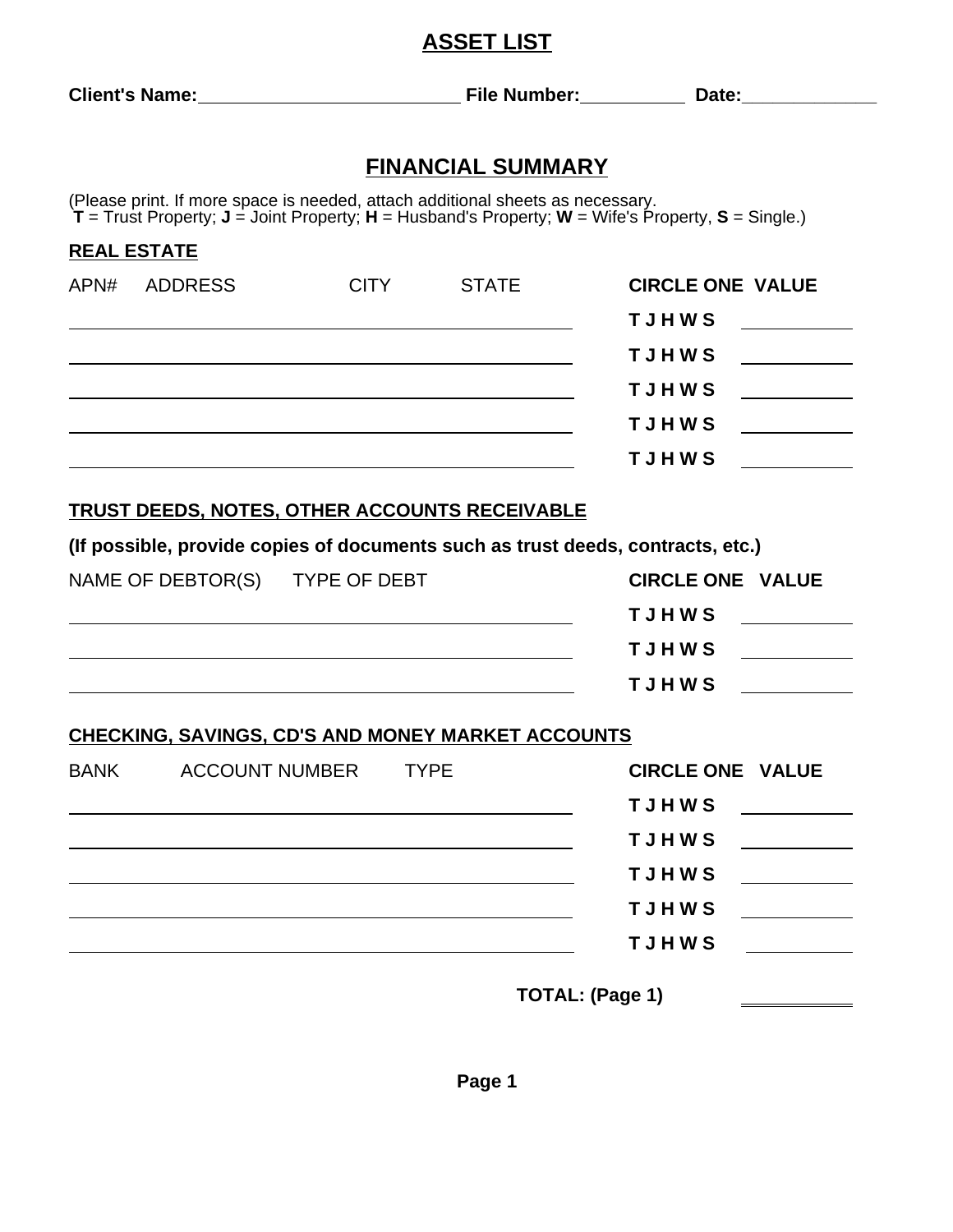# ASSET LIST

**Client's Name:**\_\_\_\_\_\_\_\_\_\_\_\_\_\_\_\_\_\_\_\_\_\_\_\_\_\_ **File Number:**\_\_\_\_\_\_\_\_\_\_ **Date:**\_\_\_\_\_\_\_\_\_\_\_\_\_

## FINANCIAL SUMMARY

(Please print. If more space is needed, attach additional sheets as necessary.
**T** = Trust Property; **J** = Joint Property; **H** = Husband's Property; **W** = Wife's Property, **S** = Single.)

### REAL ESTATE

| APN# | ADDRESS | CITY | STATE | CIRCLE ONE | VALUE |
|---|---|---|---|---|---|
| | | | | **T J H W S** | |
| | | | | **T J H W S** | |
| | | | | **T J H W S** | |
| | | | | **T J H W S** | |
| | | | | **T J H W S** | |

### TRUST DEEDS, NOTES, OTHER ACCOUNTS RECEIVABLE

**(If possible, provide copies of documents such as trust deeds, contracts, etc.)**

| NAME OF DEBTOR(S) | TYPE OF DEBT | CIRCLE ONE | VALUE |
|---|---|---|---|
| | | **T J H W S** | |
| | | **T J H W S** | |
| | | **T J H W S** | |

### CHECKING, SAVINGS, CD'S AND MONEY MARKET ACCOUNTS

| BANK | ACCOUNT NUMBER | TYPE | CIRCLE ONE | VALUE |
|---|---|---|---|---|
| | | | **T J H W S** | |
| | | | **T J H W S** | |
| | | | **T J H W S** | |
| | | | **T J H W S** | |
| | | | **T J H W S** | |

**TOTAL: (Page 1)** \_\_\_\_\_\_\_\_\_\_\_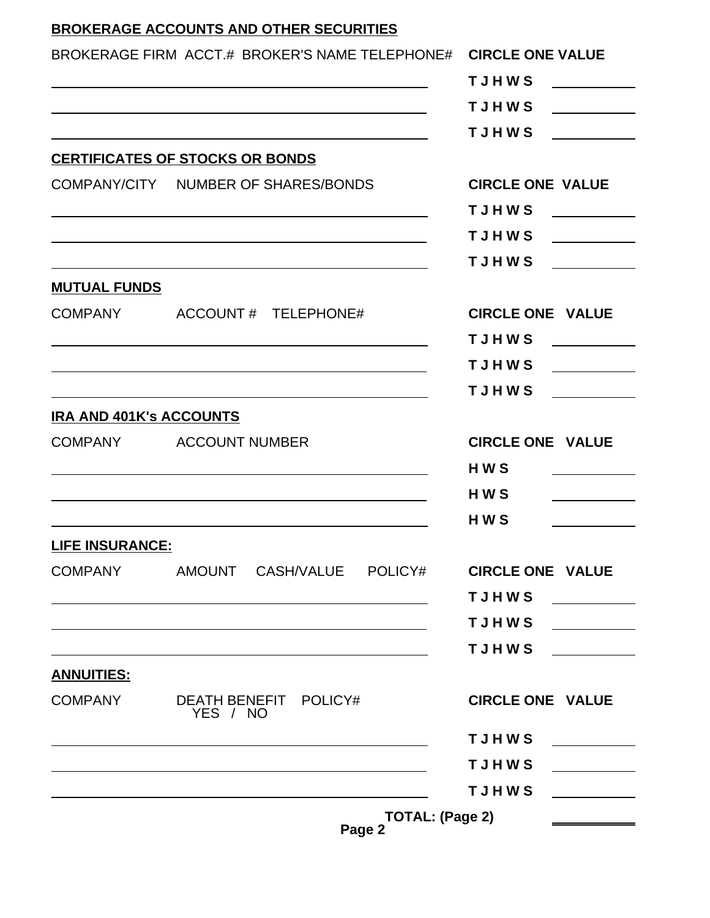## BROKERAGE ACCOUNTS AND OTHER SECURITIES

| BROKERAGE FIRM ACCT.# BROKER'S NAME TELEPHONE# | CIRCLE ONE | VALUE |
|---|---|---|
| | T J H W S | |
| | T J H W S | |
| | T J H W S | |

## CERTIFICATES OF STOCKS OR BONDS

| COMPANY/CITY NUMBER OF SHARES/BONDS | CIRCLE ONE | VALUE |
|---|---|---|
| | T J H W S | |
| | T J H W S | |
| | T J H W S | |

## MUTUAL FUNDS

| COMPANY ACCOUNT # TELEPHONE# | CIRCLE ONE | VALUE |
|---|---|---|
| | T J H W S | |
| | T J H W S | |
| | T J H W S | |

## IRA AND 401K's ACCOUNTS

| COMPANY ACCOUNT NUMBER | CIRCLE ONE | VALUE |
|---|---|---|
| | H W S | |
| | H W S | |
| | H W S | |

## LIFE INSURANCE:

| COMPANY AMOUNT CASH/VALUE POLICY# | CIRCLE ONE | VALUE |
|---|---|---|
| | T J H W S | |
| | T J H W S | |
| | T J H W S | |

## ANNUITIES:

| COMPANY DEATH BENEFIT YES / NO POLICY# | CIRCLE ONE | VALUE |
|---|---|---|
| | T J H W S | |
| | T J H W S | |
| | T J H W S | |

**TOTAL: (Page 2)** ____________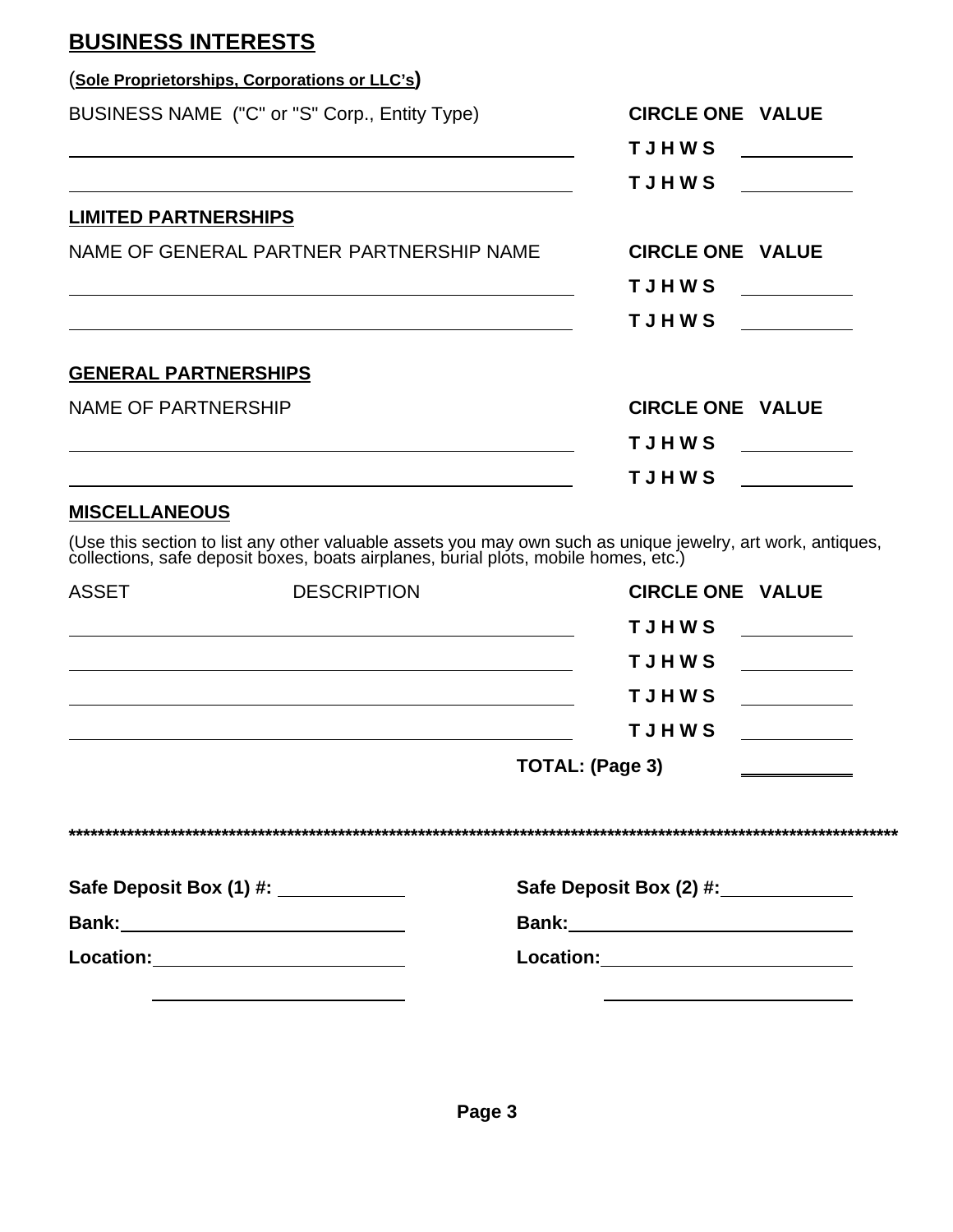## BUSINESS INTERESTS

(**Sole Proprietorships, Corporations or LLC's**)

| BUSINESS NAME ("C" or "S" Corp., Entity Type) | CIRCLE ONE | VALUE |
|---|---|---|
| | T J H W S | |
| | T J H W S | |

## LIMITED PARTNERSHIPS

| NAME OF GENERAL PARTNER PARTNERSHIP NAME | CIRCLE ONE | VALUE |
|---|---|---|
| | T J H W S | |
| | T J H W S | |

## GENERAL PARTNERSHIPS

| NAME OF PARTNERSHIP | CIRCLE ONE | VALUE |
|---|---|---|
| | T J H W S | |
| | T J H W S | |

## MISCELLANEOUS

(Use this section to list any other valuable assets you may own such as unique jewelry, art work, antiques, collections, safe deposit boxes, boats airplanes, burial plots, mobile homes, etc.)

| ASSET | DESCRIPTION | CIRCLE ONE | VALUE |
|---|---|---|---|
| | | T J H W S | |
| | | T J H W S | |
| | | T J H W S | |
| | | T J H W S | |
| | | **TOTAL: (Page 3)** | |

**************************************************************************************************************************

**Safe Deposit Box (1) #:** ____________

**Bank:** ____________________________

**Location:** _________________________

_________________________

**Safe Deposit Box (2) #:** ____________

**Bank:** ____________________________

**Location:** _________________________

_________________________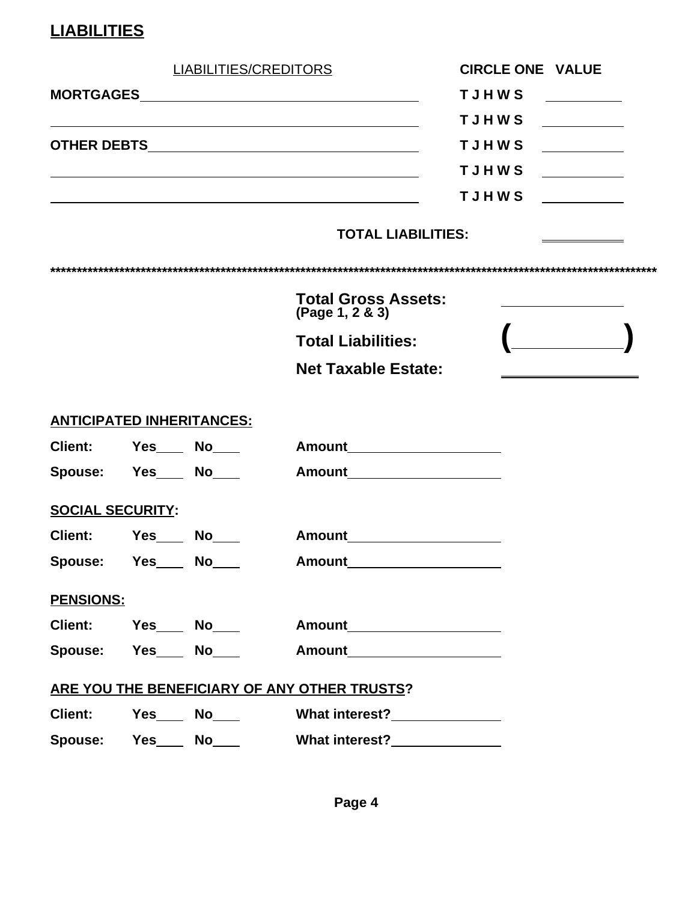## LIABILITIES

| LIABILITIES/CREDITORS | CIRCLE ONE | VALUE |
|---|---|---|
| MORTGAGES ______________________ | T J H W S | ______ |
| ______________________ | T J H W S | ______ |
| OTHER DEBTS ______________________ | T J H W S | ______ |
| ______________________ | T J H W S | ______ |
| ______________________ | T J H W S | ______ |
| | **TOTAL LIABILITIES:** | ______ |

************************************************************************************************************

**Total Gross Assets:** ______
**(Page 1, 2 & 3)**

**Total Liabilities:** ( ______ )

**Net Taxable Estate:** ______

**ANTICIPATED INHERITANCES:**

**Client:** Yes____ No____ Amount______________

**Spouse:** Yes____ No____ Amount______________

**SOCIAL SECURITY:**

**Client:** Yes____ No____ Amount______________

**Spouse:** Yes____ No____ Amount______________

**PENSIONS:**

**Client:** Yes____ No____ Amount______________

**Spouse:** Yes____ No____ Amount______________

**ARE YOU THE BENEFICIARY OF ANY OTHER TRUSTS?**

**Client:** Yes____ No____ What interest?__________

**Spouse:** Yes____ No____ What interest?__________